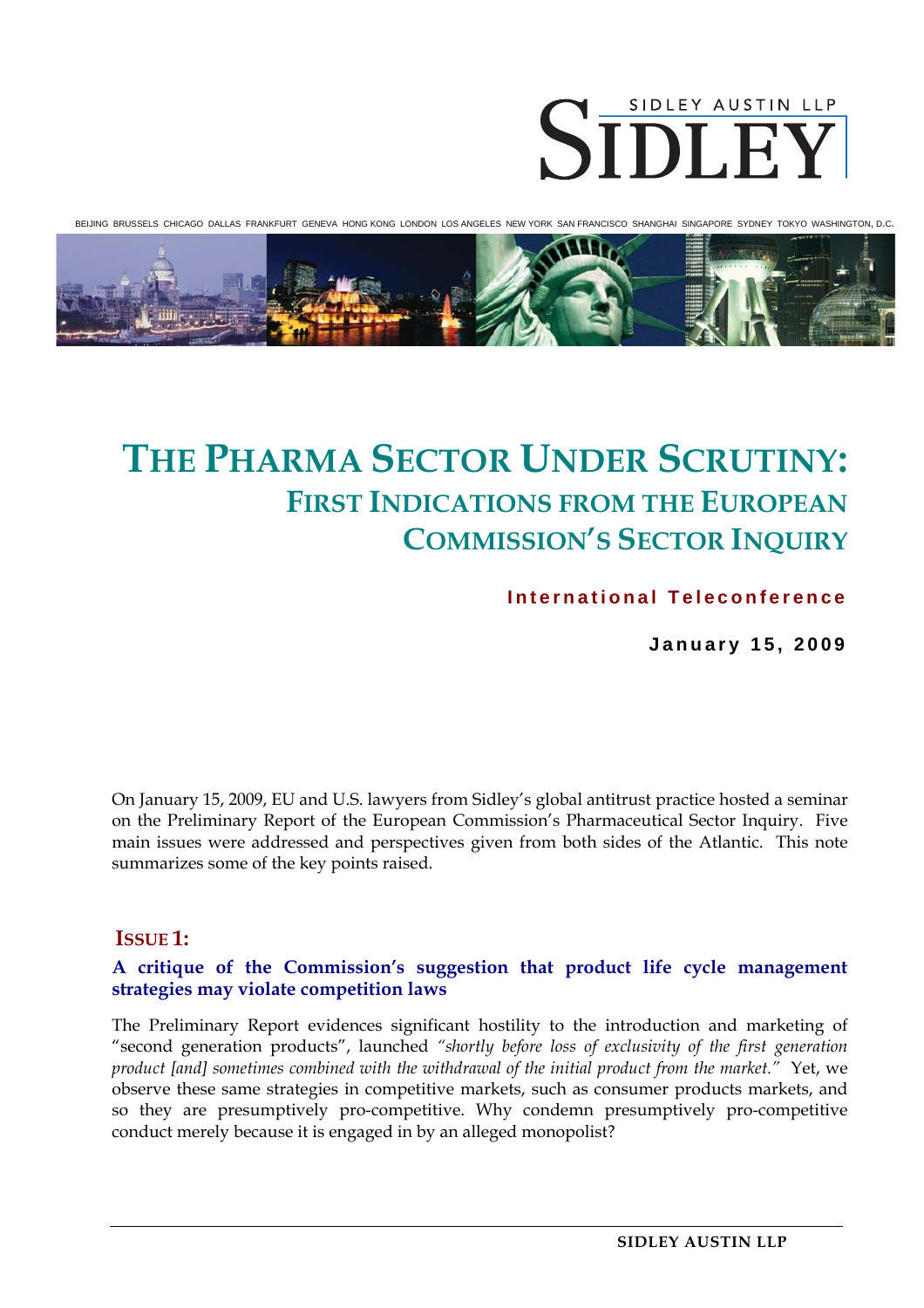SIDLEY AUSTIN LLP

# SIDLEY

BEIJING BRUSSELS CHICAGO DALLAS FRANKFURT GENEVA HONG KONG LONDON LOS ANGELES NEW YORK SAN FRANCISCO SHANGHAI SINGAPORE SYDNEY TOKYO WASHINGTON, D.C.

# THE PHARMA SECTOR UNDER SCRUTINY:

## FIRST INDICATIONS FROM THE EUROPEAN COMMISSION'S SECTOR INQUIRY

**International Teleconference**

**January 15, 2009**

On January 15, 2009, EU and U.S. lawyers from Sidley's global antitrust practice hosted a seminar on the Preliminary Report of the European Commission's Pharmaceutical Sector Inquiry. Five main issues were addressed and perspectives given from both sides of the Atlantic. This note summarizes some of the key points raised.

### ISSUE 1:

**A critique of the Commission's suggestion that product life cycle management strategies may violate competition laws**

The Preliminary Report evidences significant hostility to the introduction and marketing of "second generation products", launched *"shortly before loss of exclusivity of the first generation product [and] sometimes combined with the withdrawal of the initial product from the market."* Yet, we observe these same strategies in competitive markets, such as consumer products markets, and so they are presumptively pro-competitive. Why condemn presumptively pro-competitive conduct merely because it is engaged in by an alleged monopolist?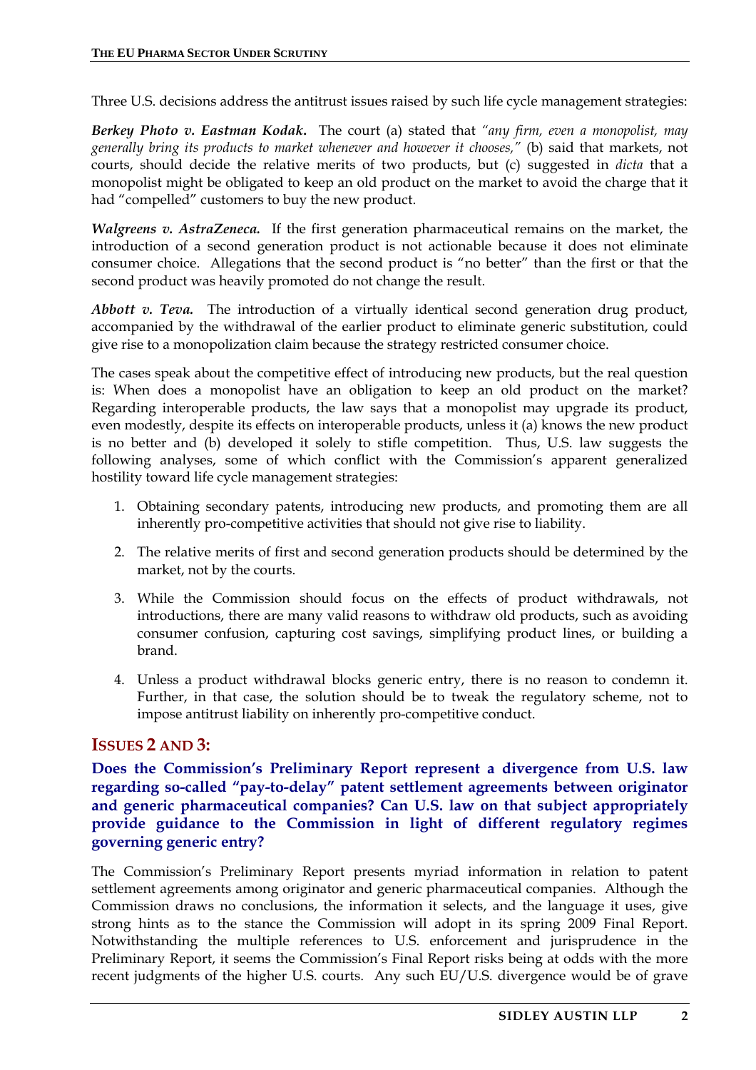Three U.S. decisions address the antitrust issues raised by such life cycle management strategies:

***Berkey Photo v. Eastman Kodak*.** The court (a) stated that *"any firm, even a monopolist, may generally bring its products to market whenever and however it chooses,"* (b) said that markets, not courts, should decide the relative merits of two products, but (c) suggested in *dicta* that a monopolist might be obligated to keep an old product on the market to avoid the charge that it had "compelled" customers to buy the new product.

***Walgreens v. AstraZeneca.*** If the first generation pharmaceutical remains on the market, the introduction of a second generation product is not actionable because it does not eliminate consumer choice. Allegations that the second product is "no better" than the first or that the second product was heavily promoted do not change the result.

***Abbott v. Teva.*** The introduction of a virtually identical second generation drug product, accompanied by the withdrawal of the earlier product to eliminate generic substitution, could give rise to a monopolization claim because the strategy restricted consumer choice.

The cases speak about the competitive effect of introducing new products, but the real question is: When does a monopolist have an obligation to keep an old product on the market? Regarding interoperable products, the law says that a monopolist may upgrade its product, even modestly, despite its effects on interoperable products, unless it (a) knows the new product is no better and (b) developed it solely to stifle competition. Thus, U.S. law suggests the following analyses, some of which conflict with the Commission's apparent generalized hostility toward life cycle management strategies:

1. Obtaining secondary patents, introducing new products, and promoting them are all inherently pro-competitive activities that should not give rise to liability.
2. The relative merits of first and second generation products should be determined by the market, not by the courts.
3. While the Commission should focus on the effects of product withdrawals, not introductions, there are many valid reasons to withdraw old products, such as avoiding consumer confusion, capturing cost savings, simplifying product lines, or building a brand.
4. Unless a product withdrawal blocks generic entry, there is no reason to condemn it. Further, in that case, the solution should be to tweak the regulatory scheme, not to impose antitrust liability on inherently pro-competitive conduct.

## ISSUES 2 AND 3:

### Does the Commission's Preliminary Report represent a divergence from U.S. law regarding so-called "pay-to-delay" patent settlement agreements between originator and generic pharmaceutical companies? Can U.S. law on that subject appropriately provide guidance to the Commission in light of different regulatory regimes governing generic entry?

The Commission's Preliminary Report presents myriad information in relation to patent settlement agreements among originator and generic pharmaceutical companies. Although the Commission draws no conclusions, the information it selects, and the language it uses, give strong hints as to the stance the Commission will adopt in its spring 2009 Final Report. Notwithstanding the multiple references to U.S. enforcement and jurisprudence in the Preliminary Report, it seems the Commission's Final Report risks being at odds with the more recent judgments of the higher U.S. courts. Any such EU/U.S. divergence would be of grave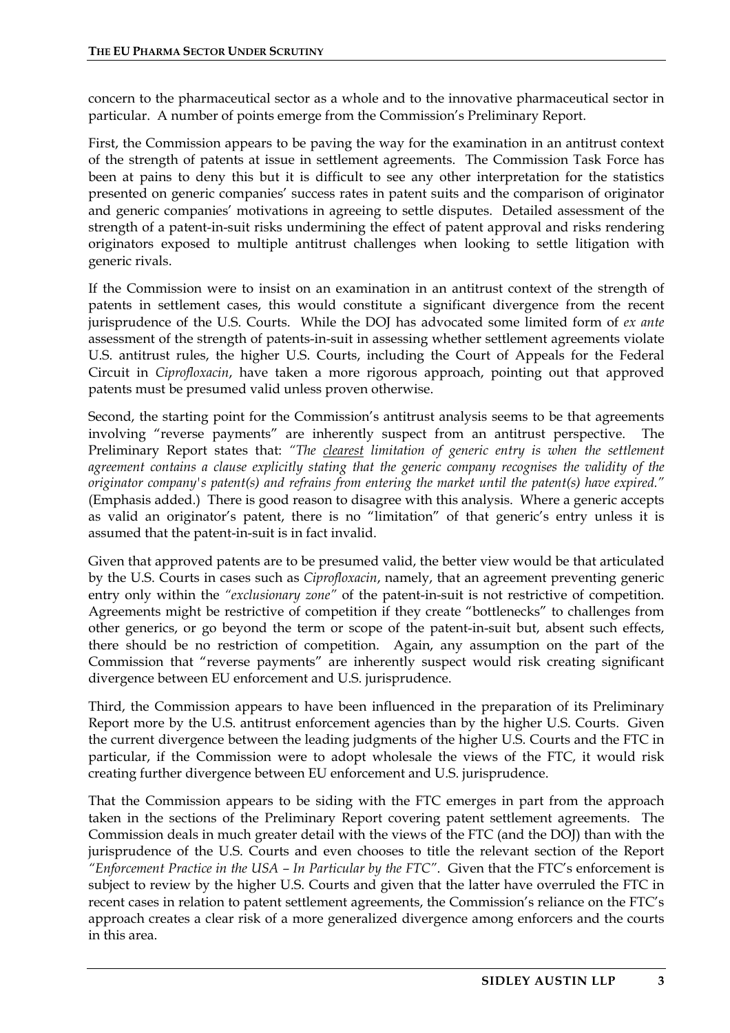concern to the pharmaceutical sector as a whole and to the innovative pharmaceutical sector in particular. A number of points emerge from the Commission's Preliminary Report.

First, the Commission appears to be paving the way for the examination in an antitrust context of the strength of patents at issue in settlement agreements. The Commission Task Force has been at pains to deny this but it is difficult to see any other interpretation for the statistics presented on generic companies' success rates in patent suits and the comparison of originator and generic companies' motivations in agreeing to settle disputes. Detailed assessment of the strength of a patent-in-suit risks undermining the effect of patent approval and risks rendering originators exposed to multiple antitrust challenges when looking to settle litigation with generic rivals.

If the Commission were to insist on an examination in an antitrust context of the strength of patents in settlement cases, this would constitute a significant divergence from the recent jurisprudence of the U.S. Courts. While the DOJ has advocated some limited form of *ex ante* assessment of the strength of patents-in-suit in assessing whether settlement agreements violate U.S. antitrust rules, the higher U.S. Courts, including the Court of Appeals for the Federal Circuit in *Ciprofloxacin*, have taken a more rigorous approach, pointing out that approved patents must be presumed valid unless proven otherwise.

Second, the starting point for the Commission's antitrust analysis seems to be that agreements involving "reverse payments" are inherently suspect from an antitrust perspective. The Preliminary Report states that: *"The <u>clearest</u> limitation of generic entry is when the settlement agreement contains a clause explicitly stating that the generic company recognises the validity of the originator company's patent(s) and refrains from entering the market until the patent(s) have expired."* (Emphasis added.) There is good reason to disagree with this analysis. Where a generic accepts as valid an originator's patent, there is no "limitation" of that generic's entry unless it is assumed that the patent-in-suit is in fact invalid.

Given that approved patents are to be presumed valid, the better view would be that articulated by the U.S. Courts in cases such as *Ciprofloxacin*, namely, that an agreement preventing generic entry only within the *"exclusionary zone"* of the patent-in-suit is not restrictive of competition. Agreements might be restrictive of competition if they create "bottlenecks" to challenges from other generics, or go beyond the term or scope of the patent-in-suit but, absent such effects, there should be no restriction of competition. Again, any assumption on the part of the Commission that "reverse payments" are inherently suspect would risk creating significant divergence between EU enforcement and U.S. jurisprudence.

Third, the Commission appears to have been influenced in the preparation of its Preliminary Report more by the U.S. antitrust enforcement agencies than by the higher U.S. Courts. Given the current divergence between the leading judgments of the higher U.S. Courts and the FTC in particular, if the Commission were to adopt wholesale the views of the FTC, it would risk creating further divergence between EU enforcement and U.S. jurisprudence.

That the Commission appears to be siding with the FTC emerges in part from the approach taken in the sections of the Preliminary Report covering patent settlement agreements. The Commission deals in much greater detail with the views of the FTC (and the DOJ) than with the jurisprudence of the U.S. Courts and even chooses to title the relevant section of the Report *"Enforcement Practice in the USA – In Particular by the FTC"*. Given that the FTC's enforcement is subject to review by the higher U.S. Courts and given that the latter have overruled the FTC in recent cases in relation to patent settlement agreements, the Commission's reliance on the FTC's approach creates a clear risk of a more generalized divergence among enforcers and the courts in this area.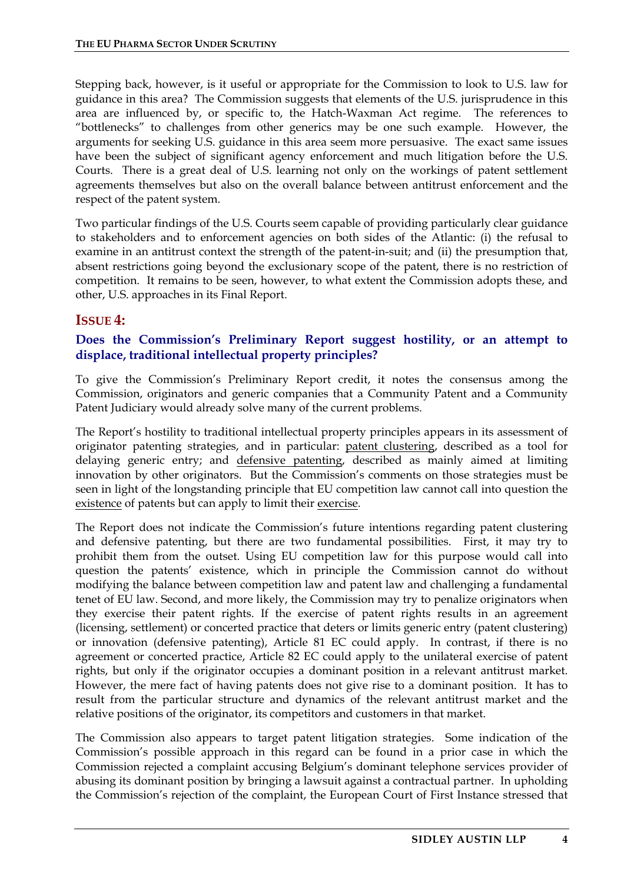Stepping back, however, is it useful or appropriate for the Commission to look to U.S. law for guidance in this area? The Commission suggests that elements of the U.S. jurisprudence in this area are influenced by, or specific to, the Hatch-Waxman Act regime. The references to "bottlenecks" to challenges from other generics may be one such example. However, the arguments for seeking U.S. guidance in this area seem more persuasive. The exact same issues have been the subject of significant agency enforcement and much litigation before the U.S. Courts. There is a great deal of U.S. learning not only on the workings of patent settlement agreements themselves but also on the overall balance between antitrust enforcement and the respect of the patent system.

Two particular findings of the U.S. Courts seem capable of providing particularly clear guidance to stakeholders and to enforcement agencies on both sides of the Atlantic: (i) the refusal to examine in an antitrust context the strength of the patent-in-suit; and (ii) the presumption that, absent restrictions going beyond the exclusionary scope of the patent, there is no restriction of competition. It remains to be seen, however, to what extent the Commission adopts these, and other, U.S. approaches in its Final Report.

## ISSUE 4:

### Does the Commission's Preliminary Report suggest hostility, or an attempt to displace, traditional intellectual property principles?

To give the Commission's Preliminary Report credit, it notes the consensus among the Commission, originators and generic companies that a Community Patent and a Community Patent Judiciary would already solve many of the current problems.

The Report's hostility to traditional intellectual property principles appears in its assessment of originator patenting strategies, and in particular: patent clustering, described as a tool for delaying generic entry; and defensive patenting, described as mainly aimed at limiting innovation by other originators. But the Commission's comments on those strategies must be seen in light of the longstanding principle that EU competition law cannot call into question the existence of patents but can apply to limit their exercise.

The Report does not indicate the Commission's future intentions regarding patent clustering and defensive patenting, but there are two fundamental possibilities. First, it may try to prohibit them from the outset. Using EU competition law for this purpose would call into question the patents' existence, which in principle the Commission cannot do without modifying the balance between competition law and patent law and challenging a fundamental tenet of EU law. Second, and more likely, the Commission may try to penalize originators when they exercise their patent rights. If the exercise of patent rights results in an agreement (licensing, settlement) or concerted practice that deters or limits generic entry (patent clustering) or innovation (defensive patenting), Article 81 EC could apply. In contrast, if there is no agreement or concerted practice, Article 82 EC could apply to the unilateral exercise of patent rights, but only if the originator occupies a dominant position in a relevant antitrust market. However, the mere fact of having patents does not give rise to a dominant position. It has to result from the particular structure and dynamics of the relevant antitrust market and the relative positions of the originator, its competitors and customers in that market.

The Commission also appears to target patent litigation strategies. Some indication of the Commission's possible approach in this regard can be found in a prior case in which the Commission rejected a complaint accusing Belgium's dominant telephone services provider of abusing its dominant position by bringing a lawsuit against a contractual partner. In upholding the Commission's rejection of the complaint, the European Court of First Instance stressed that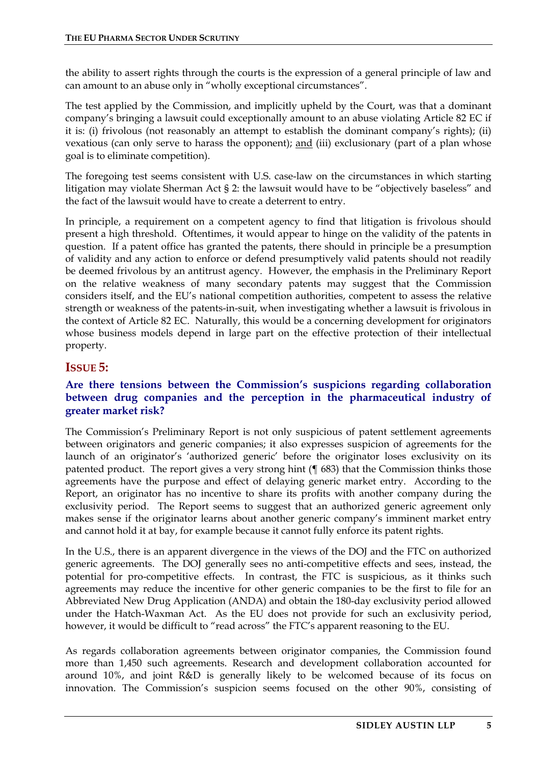the ability to assert rights through the courts is the expression of a general principle of law and can amount to an abuse only in "wholly exceptional circumstances".

The test applied by the Commission, and implicitly upheld by the Court, was that a dominant company's bringing a lawsuit could exceptionally amount to an abuse violating Article 82 EC if it is: (i) frivolous (not reasonably an attempt to establish the dominant company's rights); (ii) vexatious (can only serve to harass the opponent); and (iii) exclusionary (part of a plan whose goal is to eliminate competition).

The foregoing test seems consistent with U.S. case-law on the circumstances in which starting litigation may violate Sherman Act § 2: the lawsuit would have to be "objectively baseless" and the fact of the lawsuit would have to create a deterrent to entry.

In principle, a requirement on a competent agency to find that litigation is frivolous should present a high threshold. Oftentimes, it would appear to hinge on the validity of the patents in question. If a patent office has granted the patents, there should in principle be a presumption of validity and any action to enforce or defend presumptively valid patents should not readily be deemed frivolous by an antitrust agency. However, the emphasis in the Preliminary Report on the relative weakness of many secondary patents may suggest that the Commission considers itself, and the EU's national competition authorities, competent to assess the relative strength or weakness of the patents-in-suit, when investigating whether a lawsuit is frivolous in the context of Article 82 EC. Naturally, this would be a concerning development for originators whose business models depend in large part on the effective protection of their intellectual property.

## ISSUE 5:

### Are there tensions between the Commission's suspicions regarding collaboration between drug companies and the perception in the pharmaceutical industry of greater market risk?

The Commission's Preliminary Report is not only suspicious of patent settlement agreements between originators and generic companies; it also expresses suspicion of agreements for the launch of an originator's 'authorized generic' before the originator loses exclusivity on its patented product. The report gives a very strong hint (¶ 683) that the Commission thinks those agreements have the purpose and effect of delaying generic market entry. According to the Report, an originator has no incentive to share its profits with another company during the exclusivity period. The Report seems to suggest that an authorized generic agreement only makes sense if the originator learns about another generic company's imminent market entry and cannot hold it at bay, for example because it cannot fully enforce its patent rights.

In the U.S., there is an apparent divergence in the views of the DOJ and the FTC on authorized generic agreements. The DOJ generally sees no anti-competitive effects and sees, instead, the potential for pro-competitive effects. In contrast, the FTC is suspicious, as it thinks such agreements may reduce the incentive for other generic companies to be the first to file for an Abbreviated New Drug Application (ANDA) and obtain the 180-day exclusivity period allowed under the Hatch-Waxman Act. As the EU does not provide for such an exclusivity period, however, it would be difficult to "read across" the FTC's apparent reasoning to the EU.

As regards collaboration agreements between originator companies, the Commission found more than 1,450 such agreements. Research and development collaboration accounted for around 10%, and joint R&D is generally likely to be welcomed because of its focus on innovation. The Commission's suspicion seems focused on the other 90%, consisting of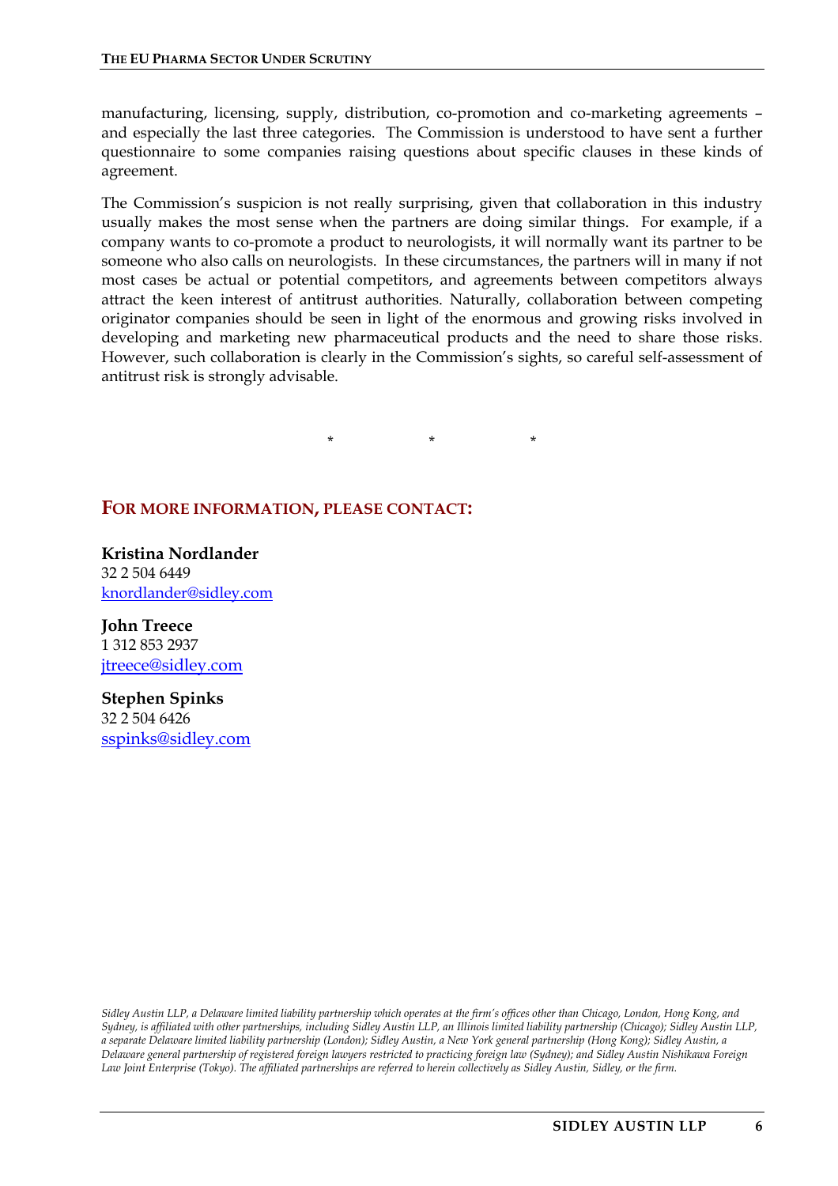manufacturing, licensing, supply, distribution, co-promotion and co-marketing agreements – and especially the last three categories. The Commission is understood to have sent a further questionnaire to some companies raising questions about specific clauses in these kinds of agreement.

The Commission's suspicion is not really surprising, given that collaboration in this industry usually makes the most sense when the partners are doing similar things. For example, if a company wants to co-promote a product to neurologists, it will normally want its partner to be someone who also calls on neurologists. In these circumstances, the partners will in many if not most cases be actual or potential competitors, and agreements between competitors always attract the keen interest of antitrust authorities. Naturally, collaboration between competing originator companies should be seen in light of the enormous and growing risks involved in developing and marketing new pharmaceutical products and the need to share those risks. However, such collaboration is clearly in the Commission's sights, so careful self-assessment of antitrust risk is strongly advisable.

\* \* \*

## FOR MORE INFORMATION, PLEASE CONTACT:

**Kristina Nordlander**
32 2 504 6449
knordlander@sidley.com

**John Treece**
1 312 853 2937
jtreece@sidley.com

**Stephen Spinks**
32 2 504 6426
sspinks@sidley.com

*Sidley Austin LLP, a Delaware limited liability partnership which operates at the firm's offices other than Chicago, London, Hong Kong, and Sydney, is affiliated with other partnerships, including Sidley Austin LLP, an Illinois limited liability partnership (Chicago); Sidley Austin LLP, a separate Delaware limited liability partnership (London); Sidley Austin, a New York general partnership (Hong Kong); Sidley Austin, a Delaware general partnership of registered foreign lawyers restricted to practicing foreign law (Sydney); and Sidley Austin Nishikawa Foreign Law Joint Enterprise (Tokyo). The affiliated partnerships are referred to herein collectively as Sidley Austin, Sidley, or the firm.*